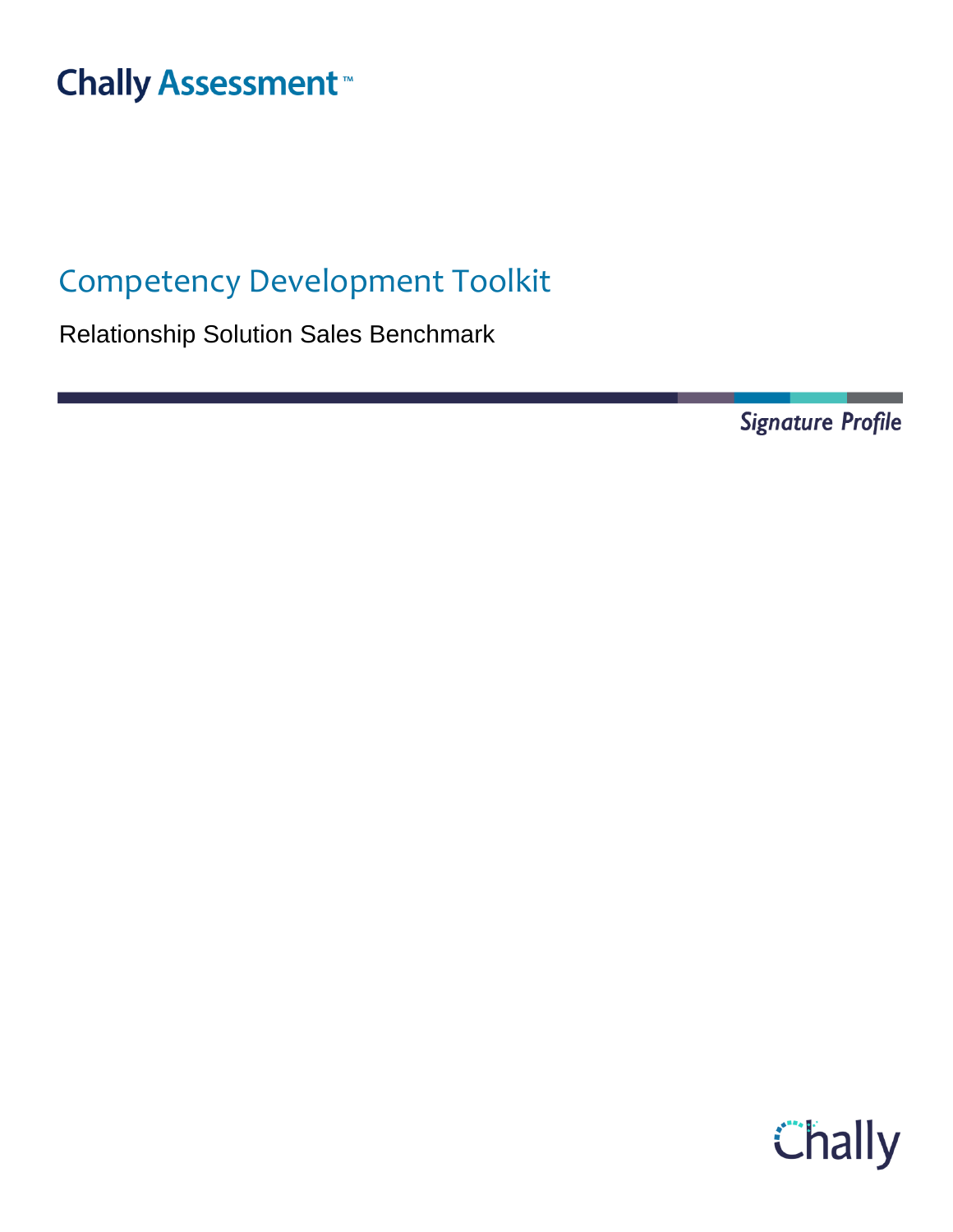Chally Assessment™

# Competency Development Toolkit

Relationship Solution Sales Benchmark

*Signature Profile*

Chally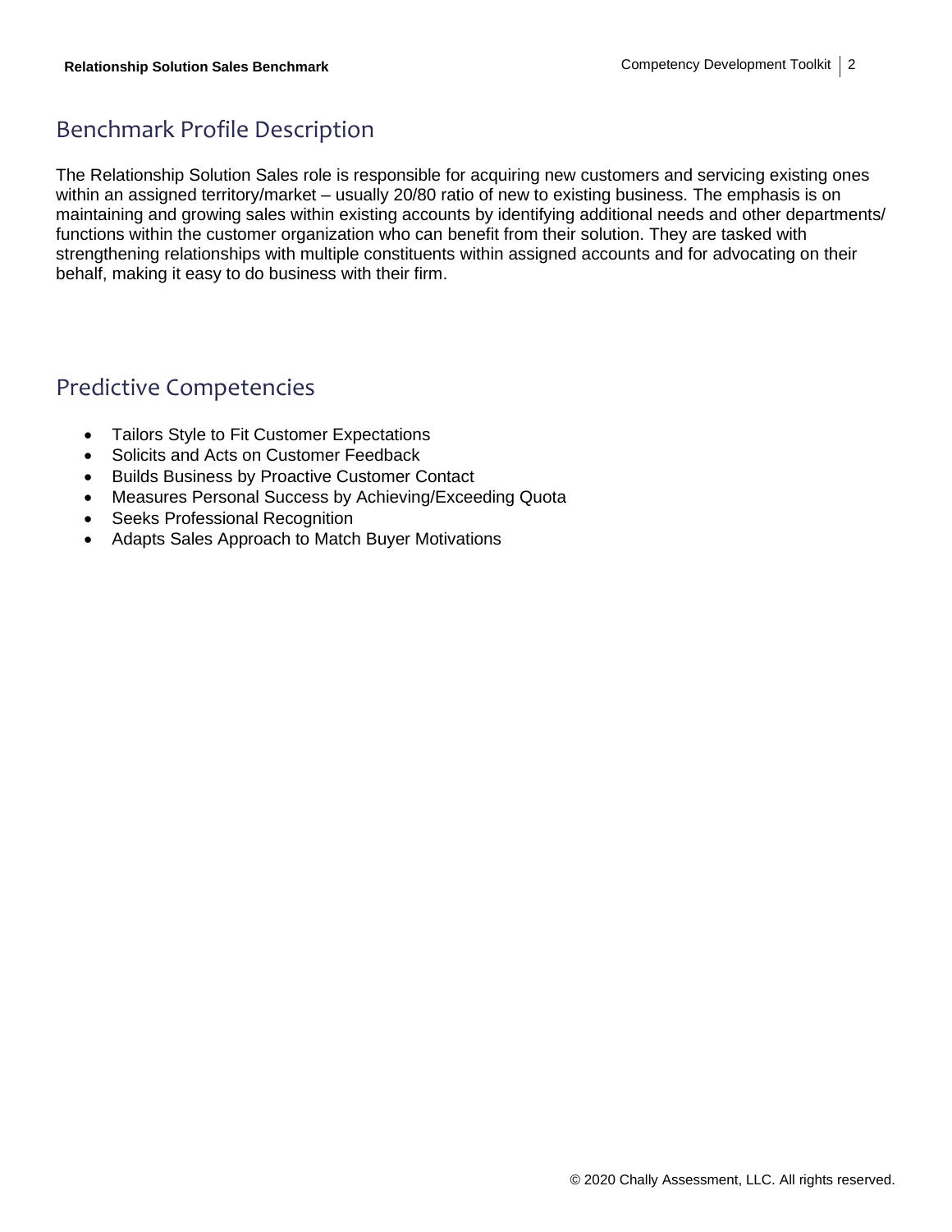## Benchmark Profile Description

The Relationship Solution Sales role is responsible for acquiring new customers and servicing existing ones within an assigned territory/market – usually 20/80 ratio of new to existing business. The emphasis is on maintaining and growing sales within existing accounts by identifying additional needs and other departments/ functions within the customer organization who can benefit from their solution. They are tasked with strengthening relationships with multiple constituents within assigned accounts and for advocating on their behalf, making it easy to do business with their firm.

## Predictive Competencies

- Tailors Style to Fit Customer Expectations
- Solicits and Acts on Customer Feedback
- Builds Business by Proactive Customer Contact
- Measures Personal Success by Achieving/Exceeding Quota
- Seeks Professional Recognition
- Adapts Sales Approach to Match Buyer Motivations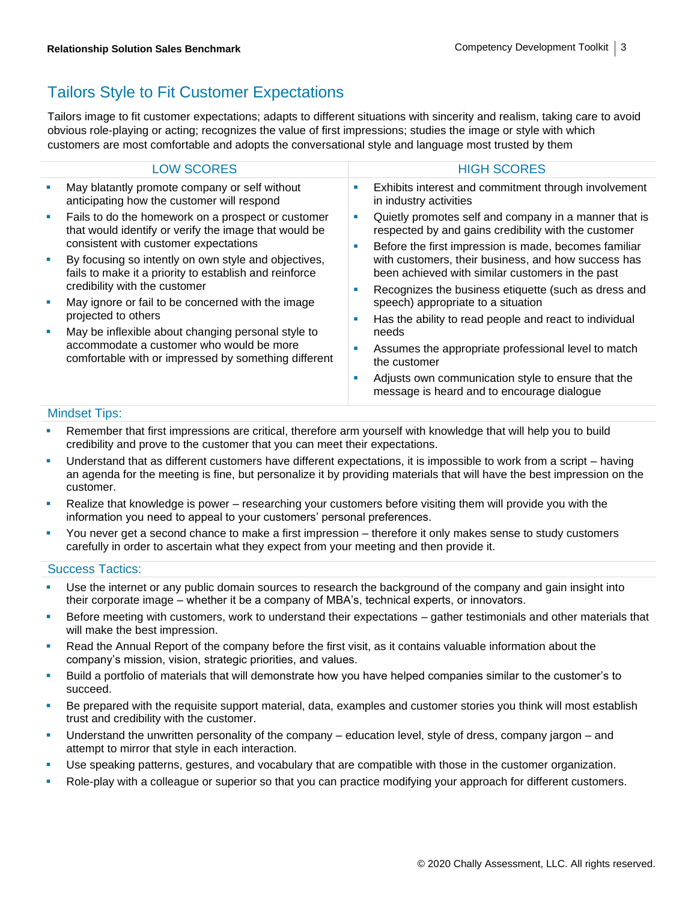## Tailors Style to Fit Customer Expectations

Tailors image to fit customer expectations; adapts to different situations with sincerity and realism, taking care to avoid obvious role-playing or acting; recognizes the value of first impressions; studies the image or style with which customers are most comfortable and adopts the conversational style and language most trusted by them

| LOW SCORES | HIGH SCORES |
| --- | --- |
| ▪ May blatantly promote company or self without anticipating how the customer will respond<br>▪ Fails to do the homework on a prospect or customer that would identify or verify the image that would be consistent with customer expectations<br>▪ By focusing so intently on own style and objectives, fails to make it a priority to establish and reinforce credibility with the customer<br>▪ May ignore or fail to be concerned with the image projected to others<br>▪ May be inflexible about changing personal style to accommodate a customer who would be more comfortable with or impressed by something different | ▪ Exhibits interest and commitment through involvement in industry activities<br>▪ Quietly promotes self and company in a manner that is respected by and gains credibility with the customer<br>▪ Before the first impression is made, becomes familiar with customers, their business, and how success has been achieved with similar customers in the past<br>▪ Recognizes the business etiquette (such as dress and speech) appropriate to a situation<br>▪ Has the ability to read people and react to individual needs<br>▪ Assumes the appropriate professional level to match the customer<br>▪ Adjusts own communication style to ensure that the message is heard and to encourage dialogue |

### Mindset Tips:

- Remember that first impressions are critical, therefore arm yourself with knowledge that will help you to build credibility and prove to the customer that you can meet their expectations.
- Understand that as different customers have different expectations, it is impossible to work from a script – having an agenda for the meeting is fine, but personalize it by providing materials that will have the best impression on the customer.
- Realize that knowledge is power – researching your customers before visiting them will provide you with the information you need to appeal to your customers' personal preferences.
- You never get a second chance to make a first impression – therefore it only makes sense to study customers carefully in order to ascertain what they expect from your meeting and then provide it.

### Success Tactics:

- Use the internet or any public domain sources to research the background of the company and gain insight into their corporate image – whether it be a company of MBA's, technical experts, or innovators.
- Before meeting with customers, work to understand their expectations – gather testimonials and other materials that will make the best impression.
- Read the Annual Report of the company before the first visit, as it contains valuable information about the company's mission, vision, strategic priorities, and values.
- Build a portfolio of materials that will demonstrate how you have helped companies similar to the customer's to succeed.
- Be prepared with the requisite support material, data, examples and customer stories you think will most establish trust and credibility with the customer.
- Understand the unwritten personality of the company – education level, style of dress, company jargon – and attempt to mirror that style in each interaction.
- Use speaking patterns, gestures, and vocabulary that are compatible with those in the customer organization.
- Role-play with a colleague or superior so that you can practice modifying your approach for different customers.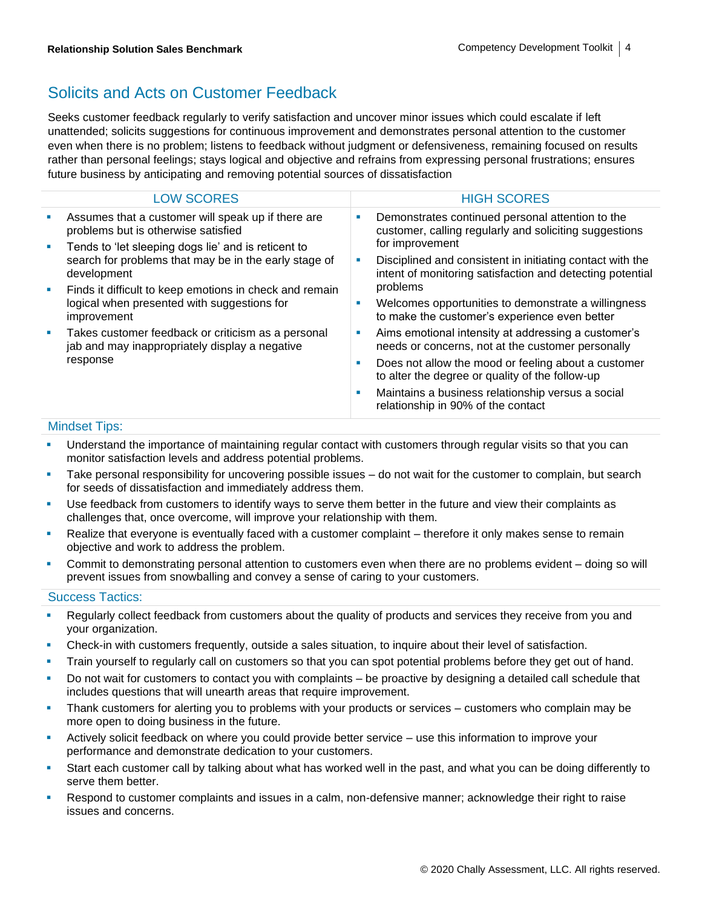## Solicits and Acts on Customer Feedback

Seeks customer feedback regularly to verify satisfaction and uncover minor issues which could escalate if left unattended; solicits suggestions for continuous improvement and demonstrates personal attention to the customer even when there is no problem; listens to feedback without judgment or defensiveness, remaining focused on results rather than personal feelings; stays logical and objective and refrains from expressing personal frustrations; ensures future business by anticipating and removing potential sources of dissatisfaction

| LOW SCORES | HIGH SCORES |
|---|---|
| ▪ Assumes that a customer will speak up if there are problems but is otherwise satisfied<br>▪ Tends to 'let sleeping dogs lie' and is reticent to search for problems that may be in the early stage of development<br>▪ Finds it difficult to keep emotions in check and remain logical when presented with suggestions for improvement<br>▪ Takes customer feedback or criticism as a personal jab and may inappropriately display a negative response | ▪ Demonstrates continued personal attention to the customer, calling regularly and soliciting suggestions for improvement<br>▪ Disciplined and consistent in initiating contact with the intent of monitoring satisfaction and detecting potential problems<br>▪ Welcomes opportunities to demonstrate a willingness to make the customer's experience even better<br>▪ Aims emotional intensity at addressing a customer's needs or concerns, not at the customer personally<br>▪ Does not allow the mood or feeling about a customer to alter the degree or quality of the follow-up<br>▪ Maintains a business relationship versus a social relationship in 90% of the contact |

### Mindset Tips:

- Understand the importance of maintaining regular contact with customers through regular visits so that you can monitor satisfaction levels and address potential problems.
- Take personal responsibility for uncovering possible issues – do not wait for the customer to complain, but search for seeds of dissatisfaction and immediately address them.
- Use feedback from customers to identify ways to serve them better in the future and view their complaints as challenges that, once overcome, will improve your relationship with them.
- Realize that everyone is eventually faced with a customer complaint – therefore it only makes sense to remain objective and work to address the problem.
- Commit to demonstrating personal attention to customers even when there are no problems evident – doing so will prevent issues from snowballing and convey a sense of caring to your customers.

### Success Tactics:

- Regularly collect feedback from customers about the quality of products and services they receive from you and your organization.
- Check-in with customers frequently, outside a sales situation, to inquire about their level of satisfaction.
- Train yourself to regularly call on customers so that you can spot potential problems before they get out of hand.
- Do not wait for customers to contact you with complaints – be proactive by designing a detailed call schedule that includes questions that will unearth areas that require improvement.
- Thank customers for alerting you to problems with your products or services – customers who complain may be more open to doing business in the future.
- Actively solicit feedback on where you could provide better service – use this information to improve your performance and demonstrate dedication to your customers.
- Start each customer call by talking about what has worked well in the past, and what you can be doing differently to serve them better.
- Respond to customer complaints and issues in a calm, non-defensive manner; acknowledge their right to raise issues and concerns.

© 2020 Chally Assessment, LLC. All rights reserved.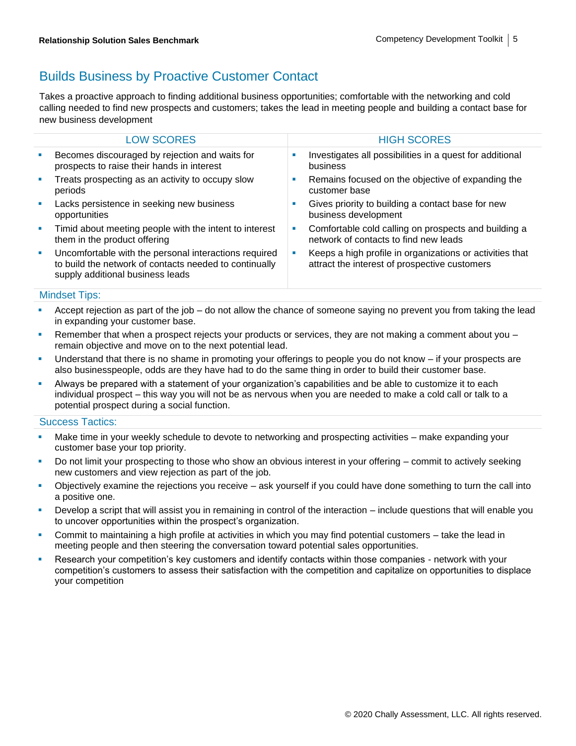## Builds Business by Proactive Customer Contact

Takes a proactive approach to finding additional business opportunities; comfortable with the networking and cold calling needed to find new prospects and customers; takes the lead in meeting people and building a contact base for new business development

| LOW SCORES | HIGH SCORES |
|---|---|
| ▪ Becomes discouraged by rejection and waits for prospects to raise their hands in interest<br>▪ Treats prospecting as an activity to occupy slow periods<br>▪ Lacks persistence in seeking new business opportunities<br>▪ Timid about meeting people with the intent to interest them in the product offering<br>▪ Uncomfortable with the personal interactions required to build the network of contacts needed to continually supply additional business leads | ▪ Investigates all possibilities in a quest for additional business<br>▪ Remains focused on the objective of expanding the customer base<br>▪ Gives priority to building a contact base for new business development<br>▪ Comfortable cold calling on prospects and building a network of contacts to find new leads<br>▪ Keeps a high profile in organizations or activities that attract the interest of prospective customers |

### Mindset Tips:

- Accept rejection as part of the job – do not allow the chance of someone saying no prevent you from taking the lead in expanding your customer base.
- Remember that when a prospect rejects your products or services, they are not making a comment about you – remain objective and move on to the next potential lead.
- Understand that there is no shame in promoting your offerings to people you do not know – if your prospects are also businesspeople, odds are they have had to do the same thing in order to build their customer base.
- Always be prepared with a statement of your organization's capabilities and be able to customize it to each individual prospect – this way you will not be as nervous when you are needed to make a cold call or talk to a potential prospect during a social function.

### Success Tactics:

- Make time in your weekly schedule to devote to networking and prospecting activities – make expanding your customer base your top priority.
- Do not limit your prospecting to those who show an obvious interest in your offering – commit to actively seeking new customers and view rejection as part of the job.
- Objectively examine the rejections you receive – ask yourself if you could have done something to turn the call into a positive one.
- Develop a script that will assist you in remaining in control of the interaction – include questions that will enable you to uncover opportunities within the prospect's organization.
- Commit to maintaining a high profile at activities in which you may find potential customers – take the lead in meeting people and then steering the conversation toward potential sales opportunities.
- Research your competition's key customers and identify contacts within those companies - network with your competition's customers to assess their satisfaction with the competition and capitalize on opportunities to displace your competition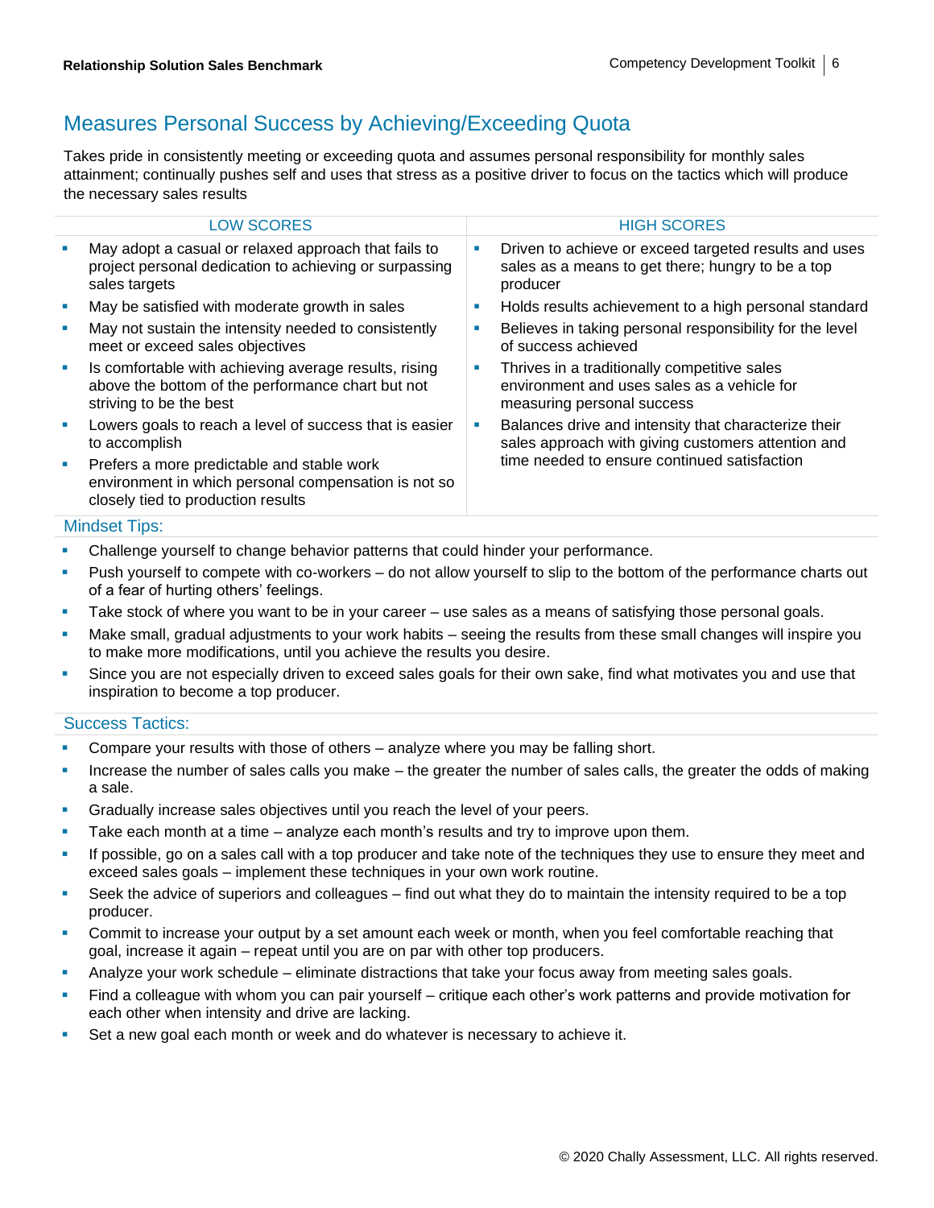## Measures Personal Success by Achieving/Exceeding Quota

Takes pride in consistently meeting or exceeding quota and assumes personal responsibility for monthly sales attainment; continually pushes self and uses that stress as a positive driver to focus on the tactics which will produce the necessary sales results

| LOW SCORES | HIGH SCORES |
|---|---|
| ▪ May adopt a casual or relaxed approach that fails to project personal dedication to achieving or surpassing sales targets<br>▪ May be satisfied with moderate growth in sales<br>▪ May not sustain the intensity needed to consistently meet or exceed sales objectives<br>▪ Is comfortable with achieving average results, rising above the bottom of the performance chart but not striving to be the best<br>▪ Lowers goals to reach a level of success that is easier to accomplish<br>▪ Prefers a more predictable and stable work environment in which personal compensation is not so closely tied to production results | ▪ Driven to achieve or exceed targeted results and uses sales as a means to get there; hungry to be a top producer<br>▪ Holds results achievement to a high personal standard<br>▪ Believes in taking personal responsibility for the level of success achieved<br>▪ Thrives in a traditionally competitive sales environment and uses sales as a vehicle for measuring personal success<br>▪ Balances drive and intensity that characterize their sales approach with giving customers attention and time needed to ensure continued satisfaction |

### Mindset Tips:

- Challenge yourself to change behavior patterns that could hinder your performance.
- Push yourself to compete with co-workers – do not allow yourself to slip to the bottom of the performance charts out of a fear of hurting others' feelings.
- Take stock of where you want to be in your career – use sales as a means of satisfying those personal goals.
- Make small, gradual adjustments to your work habits – seeing the results from these small changes will inspire you to make more modifications, until you achieve the results you desire.
- Since you are not especially driven to exceed sales goals for their own sake, find what motivates you and use that inspiration to become a top producer.

### Success Tactics:

- Compare your results with those of others – analyze where you may be falling short.
- Increase the number of sales calls you make – the greater the number of sales calls, the greater the odds of making a sale.
- Gradually increase sales objectives until you reach the level of your peers.
- Take each month at a time – analyze each month's results and try to improve upon them.
- If possible, go on a sales call with a top producer and take note of the techniques they use to ensure they meet and exceed sales goals – implement these techniques in your own work routine.
- Seek the advice of superiors and colleagues – find out what they do to maintain the intensity required to be a top producer.
- Commit to increase your output by a set amount each week or month, when you feel comfortable reaching that goal, increase it again – repeat until you are on par with other top producers.
- Analyze your work schedule – eliminate distractions that take your focus away from meeting sales goals.
- Find a colleague with whom you can pair yourself – critique each other's work patterns and provide motivation for each other when intensity and drive are lacking.
- Set a new goal each month or week and do whatever is necessary to achieve it.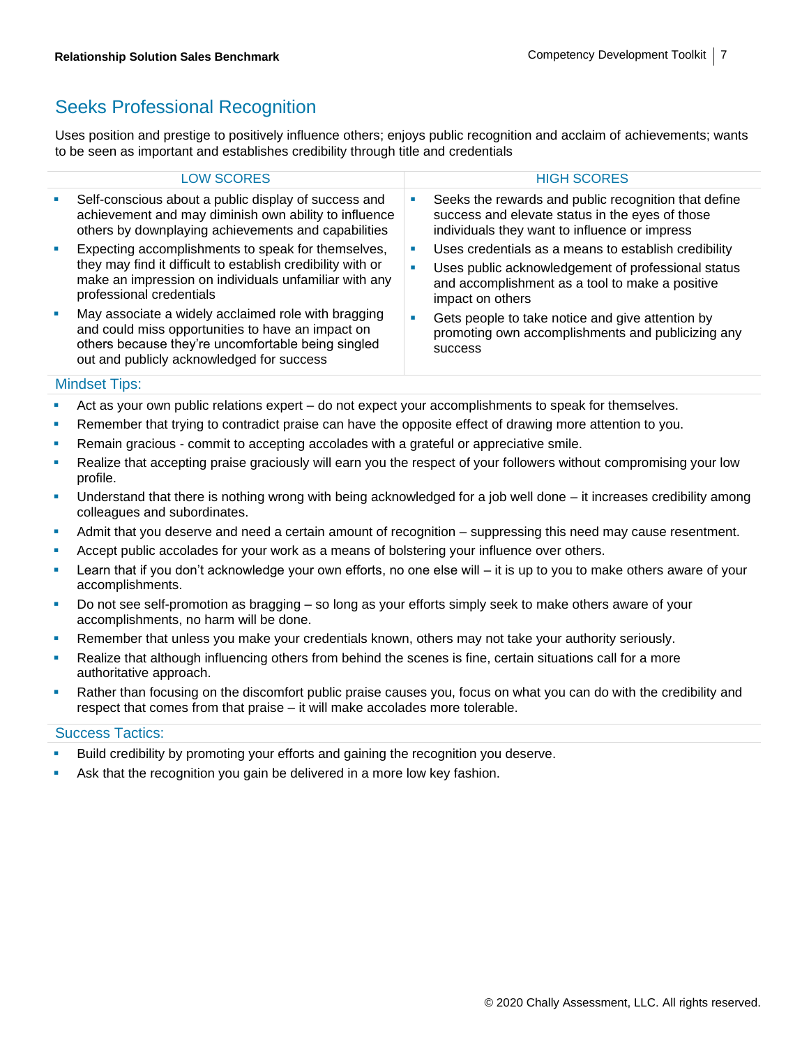## Seeks Professional Recognition

Uses position and prestige to positively influence others; enjoys public recognition and acclaim of achievements; wants to be seen as important and establishes credibility through title and credentials

| LOW SCORES | HIGH SCORES |
| --- | --- |
| • Self-conscious about a public display of success and achievement and may diminish own ability to influence others by downplaying achievements and capabilities<br>• Expecting accomplishments to speak for themselves, they may find it difficult to establish credibility with or make an impression on individuals unfamiliar with any professional credentials<br>• May associate a widely acclaimed role with bragging and could miss opportunities to have an impact on others because they're uncomfortable being singled out and publicly acknowledged for success | • Seeks the rewards and public recognition that define success and elevate status in the eyes of those individuals they want to influence or impress<br>• Uses credentials as a means to establish credibility<br>• Uses public acknowledgement of professional status and accomplishment as a tool to make a positive impact on others<br>• Gets people to take notice and give attention by promoting own accomplishments and publicizing any success |

### Mindset Tips:

- Act as your own public relations expert – do not expect your accomplishments to speak for themselves.
- Remember that trying to contradict praise can have the opposite effect of drawing more attention to you.
- Remain gracious - commit to accepting accolades with a grateful or appreciative smile.
- Realize that accepting praise graciously will earn you the respect of your followers without compromising your low profile.
- Understand that there is nothing wrong with being acknowledged for a job well done – it increases credibility among colleagues and subordinates.
- Admit that you deserve and need a certain amount of recognition – suppressing this need may cause resentment.
- Accept public accolades for your work as a means of bolstering your influence over others.
- Learn that if you don't acknowledge your own efforts, no one else will – it is up to you to make others aware of your accomplishments.
- Do not see self-promotion as bragging – so long as your efforts simply seek to make others aware of your accomplishments, no harm will be done.
- Remember that unless you make your credentials known, others may not take your authority seriously.
- Realize that although influencing others from behind the scenes is fine, certain situations call for a more authoritative approach.
- Rather than focusing on the discomfort public praise causes you, focus on what you can do with the credibility and respect that comes from that praise – it will make accolades more tolerable.

### Success Tactics:

- Build credibility by promoting your efforts and gaining the recognition you deserve.
- Ask that the recognition you gain be delivered in a more low key fashion.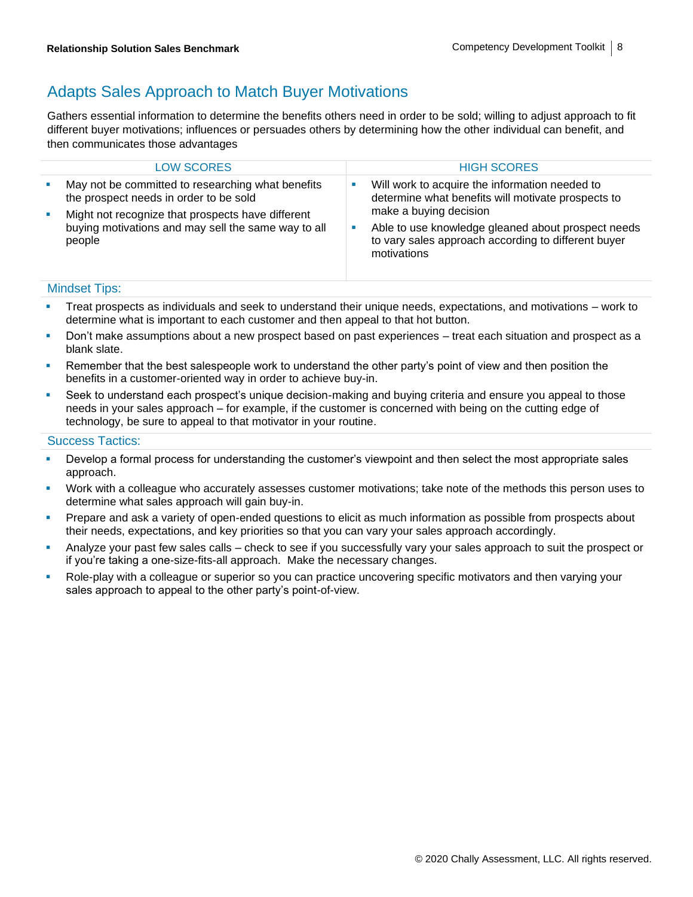## Adapts Sales Approach to Match Buyer Motivations

Gathers essential information to determine the benefits others need in order to be sold; willing to adjust approach to fit different buyer motivations; influences or persuades others by determining how the other individual can benefit, and then communicates those advantages

| LOW SCORES | HIGH SCORES |
| --- | --- |
| • May not be committed to researching what benefits the prospect needs in order to be sold<br>• Might not recognize that prospects have different buying motivations and may sell the same way to all people | • Will work to acquire the information needed to determine what benefits will motivate prospects to make a buying decision<br>• Able to use knowledge gleaned about prospect needs to vary sales approach according to different buyer motivations |

### Mindset Tips:

- Treat prospects as individuals and seek to understand their unique needs, expectations, and motivations – work to determine what is important to each customer and then appeal to that hot button.
- Don't make assumptions about a new prospect based on past experiences – treat each situation and prospect as a blank slate.
- Remember that the best salespeople work to understand the other party's point of view and then position the benefits in a customer-oriented way in order to achieve buy-in.
- Seek to understand each prospect's unique decision-making and buying criteria and ensure you appeal to those needs in your sales approach – for example, if the customer is concerned with being on the cutting edge of technology, be sure to appeal to that motivator in your routine.

### Success Tactics:

- Develop a formal process for understanding the customer's viewpoint and then select the most appropriate sales approach.
- Work with a colleague who accurately assesses customer motivations; take note of the methods this person uses to determine what sales approach will gain buy-in.
- Prepare and ask a variety of open-ended questions to elicit as much information as possible from prospects about their needs, expectations, and key priorities so that you can vary your sales approach accordingly.
- Analyze your past few sales calls – check to see if you successfully vary your sales approach to suit the prospect or if you're taking a one-size-fits-all approach. Make the necessary changes.
- Role-play with a colleague or superior so you can practice uncovering specific motivators and then varying your sales approach to appeal to the other party's point-of-view.

© 2020 Chally Assessment, LLC. All rights reserved.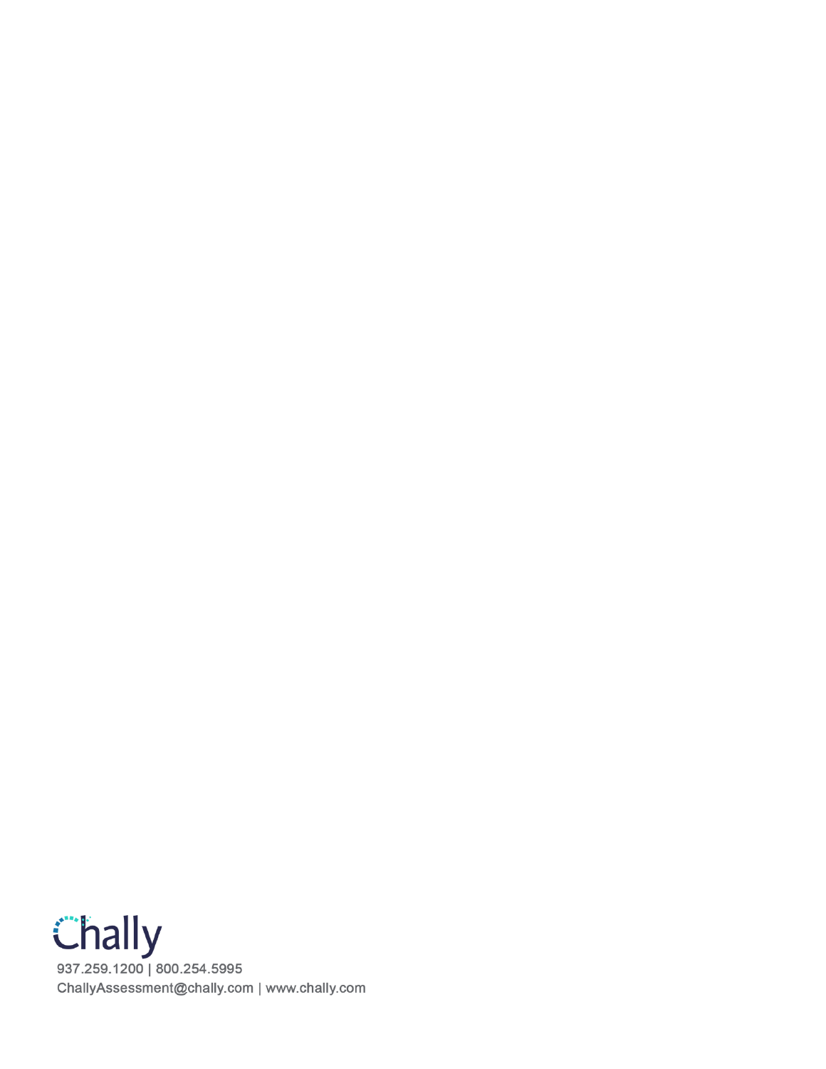Chally

937.259.1200 | 800.254.5995

ChallyAssessment@chally.com | www.chally.com